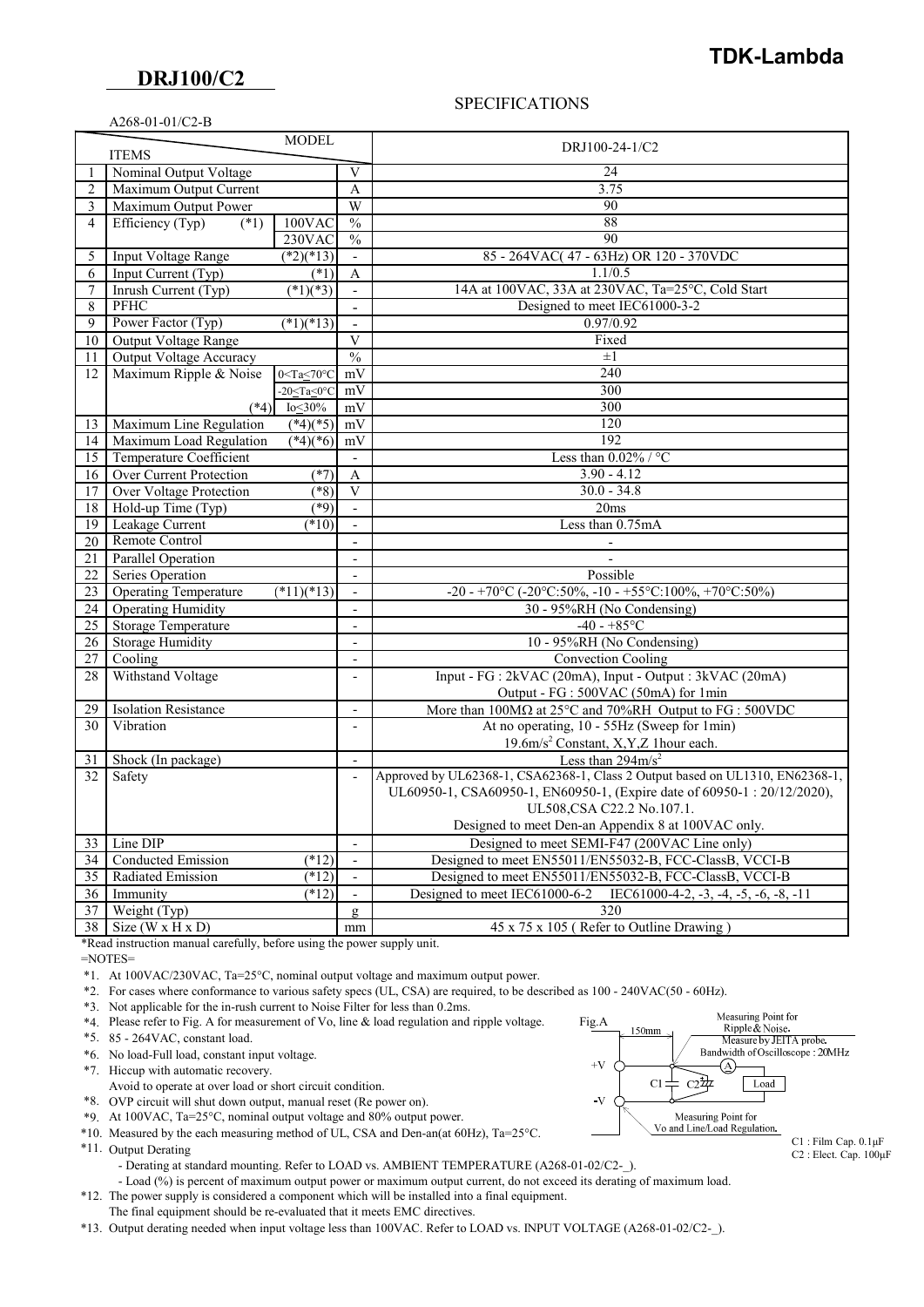# TDK-Lambda

## DRJ100/C2

SPECIFICATIONS

A268-01-01/C2-B

| | ITEMS \ MODEL | | | DRJ100-24-1/C2 |
|---|---|---|---|---|
| 1 | Nominal Output Voltage | | V | 24 |
| 2 | Maximum Output Current | | A | 3.75 |
| 3 | Maximum Output Power | | W | 90 |
| 4 | Efficiency (Typ) (*1) | 100VAC | % | 88 |
| | | 230VAC | % | 90 |
| 5 | Input Voltage Range (*2)(*13) | | - | 85 - 264VAC( 47 - 63Hz) OR 120 - 370VDC |
| 6 | Input Current (Typ) (*1) | | A | 1.1/0.5 |
| 7 | Inrush Current (Typ) (*1)(*3) | | - | 14A at 100VAC, 33A at 230VAC, Ta=25°C, Cold Start |
| 8 | PFHC | | - | Designed to meet IEC61000-3-2 |
| 9 | Power Factor (Typ) (*1)(*13) | | - | 0.97/0.92 |
| 10 | Output Voltage Range | | V | Fixed |
| 11 | Output Voltage Accuracy | | % | ±1 |
| 12 | Maximum Ripple & Noise | 0<Ta≤70°C | mV | 240 |
| | | -20≤Ta≤0°C | mV | 300 |
| | (*4) | Io≤30% | mV | 300 |
| 13 | Maximum Line Regulation (*4)(*5) | | mV | 120 |
| 14 | Maximum Load Regulation (*4)(*6) | | mV | 192 |
| 15 | Temperature Coefficient | | - | Less than 0.02% / °C |
| 16 | Over Current Protection (*7) | | A | 3.90 - 4.12 |
| 17 | Over Voltage Protection (*8) | | V | 30.0 - 34.8 |
| 18 | Hold-up Time (Typ) (*9) | | - | 20ms |
| 19 | Leakage Current (*10) | | - | Less than 0.75mA |
| 20 | Remote Control | | - | - |
| 21 | Parallel Operation | | - | - |
| 22 | Series Operation | | - | Possible |
| 23 | Operating Temperature (*11)(*13) | | - | -20 - +70°C (-20°C:50%, -10 - +55°C:100%, +70°C:50%) |
| 24 | Operating Humidity | | - | 30 - 95%RH (No Condensing) |
| 25 | Storage Temperature | | - | -40 - +85°C |
| 26 | Storage Humidity | | - | 10 - 95%RH (No Condensing) |
| 27 | Cooling | | - | Convection Cooling |
| 28 | Withstand Voltage | | - | Input - FG : 2kVAC (20mA), Input - Output : 3kVAC (20mA) Output - FG : 500VAC (50mA) for 1min |
| 29 | Isolation Resistance | | - | More than 100MΩ at 25°C and 70%RH Output to FG : 500VDC |
| 30 | Vibration | | - | At no operating, 10 - 55Hz (Sweep for 1min) 19.6m/s$^2$ Constant, X,Y,Z 1hour each. |
| 31 | Shock (In package) | | - | Less than 294m/s$^2$ |
| 32 | Safety | | - | Approved by UL62368-1, CSA62368-1, Class 2 Output based on UL1310, EN62368-1, UL60950-1, CSA60950-1, EN60950-1, (Expire date of 60950-1 : 20/12/2020), UL508,CSA C22.2 No.107.1. Designed to meet Den-an Appendix 8 at 100VAC only. |
| 33 | Line DIP | | - | Designed to meet SEMI-F47 (200VAC Line only) |
| 34 | Conducted Emission (*12) | | - | Designed to meet EN55011/EN55032-B, FCC-ClassB, VCCI-B |
| 35 | Radiated Emission (*12) | | - | Designed to meet EN55011/EN55032-B, FCC-ClassB, VCCI-B |
| 36 | Immunity (*12) | | - | Designed to meet IEC61000-6-2 IEC61000-4-2, -3, -4, -5, -6, -8, -11 |
| 37 | Weight (Typ) | | g | 320 |
| 38 | Size (W x H x D) | | mm | 45 x 75 x 105 ( Refer to Outline Drawing ) |

*Read instruction manual carefully, before using the power supply unit.

=NOTES=

*1. At 100VAC/230VAC, Ta=25°C, nominal output voltage and maximum output power.
*2. For cases where conformance to various safety specs (UL, CSA) are required, to be described as 100 - 240VAC(50 - 60Hz).
*3. Not applicable for the in-rush current to Noise Filter for less than 0.2ms.
*4. Please refer to Fig. A for measurement of Vo, line & load regulation and ripple voltage.
*5. 85 - 264VAC, constant load.
*6. No load-Full load, constant input voltage.
*7. Hiccup with automatic recovery.
Avoid to operate at over load or short circuit condition.
*8. OVP circuit will shut down output, manual reset (Re power on).
*9. At 100VAC, Ta=25°C, nominal output voltage and 80% output power.
*10. Measured by the each measuring method of UL, CSA and Den-an(at 60Hz), Ta=25°C.
*11. Output Derating
- Derating at standard mounting. Refer to LOAD vs. AMBIENT TEMPERATURE (A268-01-02/C2-_).
- Load (%) is percent of maximum output power or maximum output current, do not exceed its derating of maximum load.
*12. The power supply is considered a component which will be installed into a final equipment.
The final equipment should be re-evaluated that it meets EMC directives.
*13. Output derating needed when input voltage less than 100VAC. Refer to LOAD vs. INPUT VOLTAGE (A268-01-02/C2-_).

Fig.A

150mm

Measuring Point for Ripple & Noise. Measure by JEITA probe. Bandwidth of Oscilloscope : 20MHz

+V, -V, C1, C2, A, Load

Measuring Point for Vo and Line/Load Regulation.

C1 : Film Cap. 0.1μF
C2 : Elect. Cap. 100μF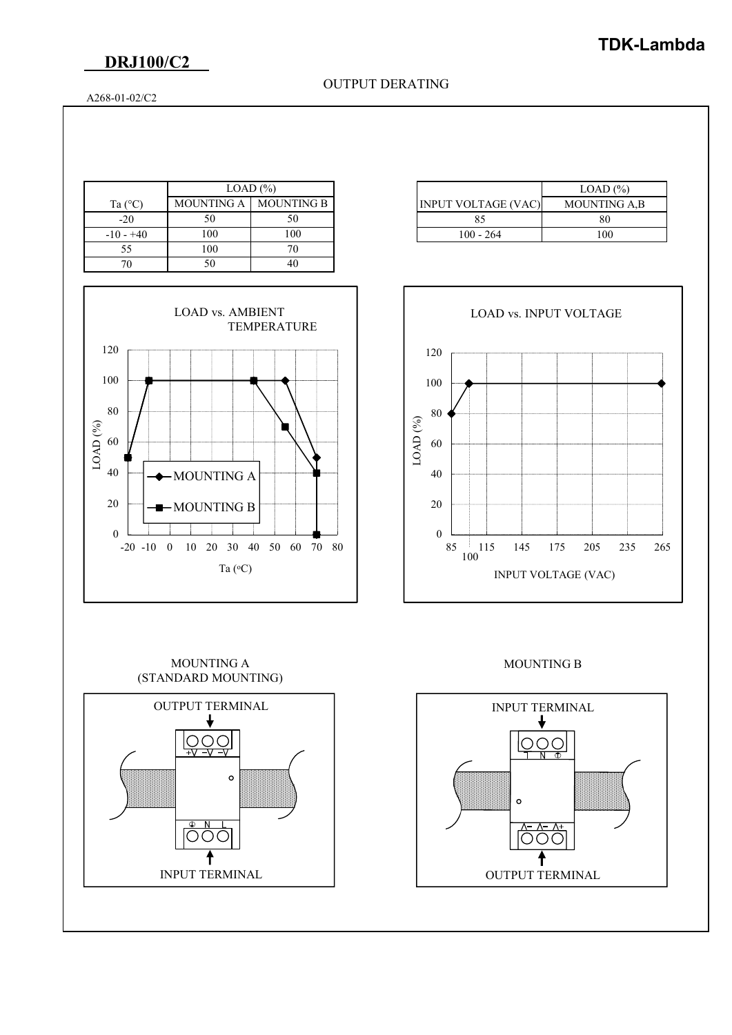**DRJ100/C2**

OUTPUT DERATING

A268-01-02/C2

| | LOAD (%) | |
|---|---|---|
| Ta (°C) | MOUNTING A | MOUNTING B |
| -20 | 50 | 50 |
| -10 - +40 | 100 | 100 |
| 55 | 100 | 70 |
| 70 | 50 | 40 |

| | LOAD (%) |
|---|---|
| INPUT VOLTAGE (VAC) | MOUNTING A,B |
| 85 | 80 |
| 100 - 264 | 100 |

LOAD vs. AMBIENT TEMPERATURE

LOAD (%)

120
100
80
60
40
20
0

-20 -10 0 10 20 30 40 50 60 70 80

Ta (°C)

MOUNTING A
MOUNTING B

LOAD vs. INPUT VOLTAGE

LOAD (%)

120
100
80
60
40
20
0

85 100 115 145 175 205 235 265

INPUT VOLTAGE (VAC)

MOUNTING A
(STANDARD MOUNTING)

OUTPUT TERMINAL

+V -V -V

⏚ N L

INPUT TERMINAL

MOUNTING B

INPUT TERMINAL

L N ⏚

-V -V +V

OUTPUT TERMINAL